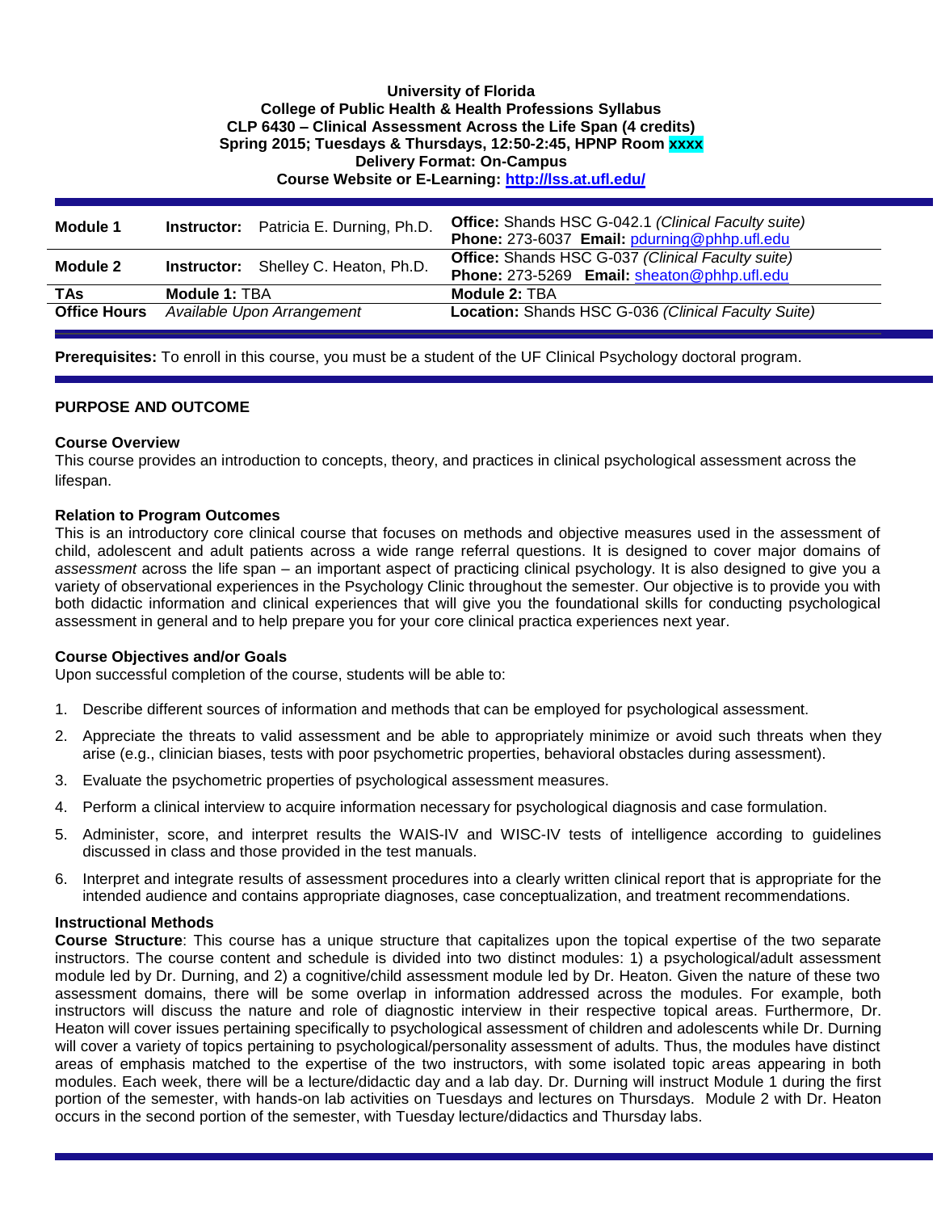**University of Florida**
**College of Public Health & Health Professions Syllabus**
**CLP 6430 – Clinical Assessment Across the Life Span (4 credits)**
**Spring 2015; Tuesdays & Thursdays, 12:50-2:45, HPNP Room xxxx**
**Delivery Format: On-Campus**
**Course Website or E-Learning: http://lss.at.ufl.edu/**

| | | |
|---|---|---|
| **Module 1** | **Instructor:** Patricia E. Durning, Ph.D. | **Office:** Shands HSC G-042.1 *(Clinical Faculty suite)* **Phone:** 273-6037 **Email:** pdurning@phhp.ufl.edu |
| **Module 2** | **Instructor:** Shelley C. Heaton, Ph.D. | **Office:** Shands HSC G-037 *(Clinical Faculty suite)* **Phone:** 273-5269 **Email:** sheaton@phhp.ufl.edu |
| **TAs** | **Module 1:** TBA | **Module 2:** TBA |
| **Office Hours** | *Available Upon Arrangement* | **Location:** Shands HSC G-036 *(Clinical Faculty Suite)* |

**Prerequisites:** To enroll in this course, you must be a student of the UF Clinical Psychology doctoral program.

## PURPOSE AND OUTCOME

### Course Overview

This course provides an introduction to concepts, theory, and practices in clinical psychological assessment across the lifespan.

### Relation to Program Outcomes

This is an introductory core clinical course that focuses on methods and objective measures used in the assessment of child, adolescent and adult patients across a wide range referral questions. It is designed to cover major domains of *assessment* across the life span – an important aspect of practicing clinical psychology. It is also designed to give you a variety of observational experiences in the Psychology Clinic throughout the semester. Our objective is to provide you with both didactic information and clinical experiences that will give you the foundational skills for conducting psychological assessment in general and to help prepare you for your core clinical practica experiences next year.

### Course Objectives and/or Goals

Upon successful completion of the course, students will be able to:

1. Describe different sources of information and methods that can be employed for psychological assessment.
2. Appreciate the threats to valid assessment and be able to appropriately minimize or avoid such threats when they arise (e.g., clinician biases, tests with poor psychometric properties, behavioral obstacles during assessment).
3. Evaluate the psychometric properties of psychological assessment measures.
4. Perform a clinical interview to acquire information necessary for psychological diagnosis and case formulation.
5. Administer, score, and interpret results the WAIS-IV and WISC-IV tests of intelligence according to guidelines discussed in class and those provided in the test manuals.
6. Interpret and integrate results of assessment procedures into a clearly written clinical report that is appropriate for the intended audience and contains appropriate diagnoses, case conceptualization, and treatment recommendations.

### Instructional Methods

**Course Structure**: This course has a unique structure that capitalizes upon the topical expertise of the two separate instructors. The course content and schedule is divided into two distinct modules: 1) a psychological/adult assessment module led by Dr. Durning, and 2) a cognitive/child assessment module led by Dr. Heaton. Given the nature of these two assessment domains, there will be some overlap in information addressed across the modules. For example, both instructors will discuss the nature and role of diagnostic interview in their respective topical areas. Furthermore, Dr. Heaton will cover issues pertaining specifically to psychological assessment of children and adolescents while Dr. Durning will cover a variety of topics pertaining to psychological/personality assessment of adults. Thus, the modules have distinct areas of emphasis matched to the expertise of the two instructors, with some isolated topic areas appearing in both modules. Each week, there will be a lecture/didactic day and a lab day. Dr. Durning will instruct Module 1 during the first portion of the semester, with hands-on lab activities on Tuesdays and lectures on Thursdays. Module 2 with Dr. Heaton occurs in the second portion of the semester, with Tuesday lecture/didactics and Thursday labs.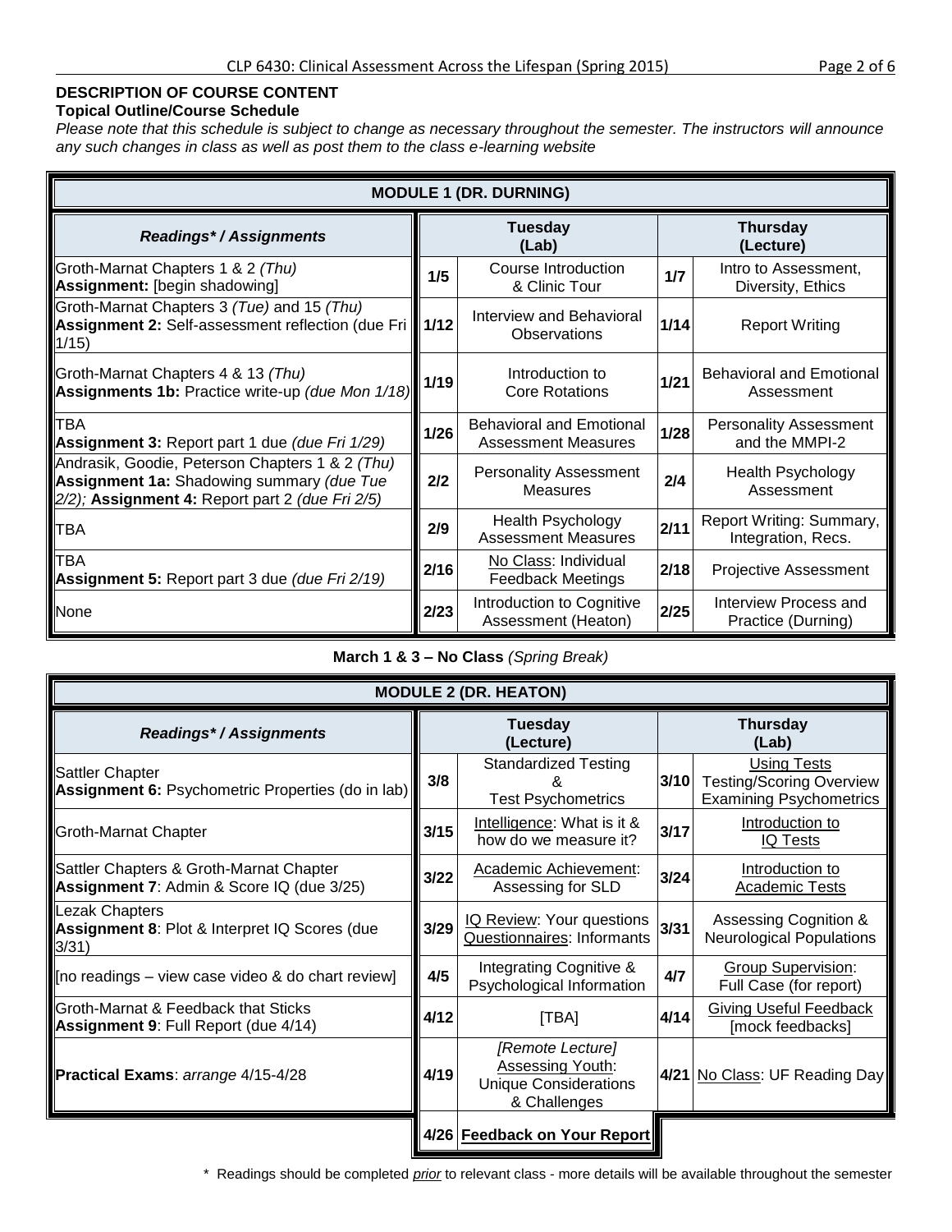**DESCRIPTION OF COURSE CONTENT**

**Topical Outline/Course Schedule**

*Please note that this schedule is subject to change as necessary throughout the semester. The instructors will announce any such changes in class as well as post them to the class e-learning website*

| **MODULE 1 (DR. DURNING)** | | | | |
|---|---|---|---|---|
| ***Readings\* / Assignments*** | | **Tuesday (Lab)** | | **Thursday (Lecture)** |
| Groth-Marnat Chapters 1 & 2 *(Thu)* **Assignment:** [begin shadowing] | 1/5 | Course Introduction & Clinic Tour | 1/7 | Intro to Assessment, Diversity, Ethics |
| Groth-Marnat Chapters 3 *(Tue)* and 15 *(Thu)* **Assignment 2:** Self-assessment reflection (due Fri 1/15) | 1/12 | Interview and Behavioral Observations | 1/14 | Report Writing |
| Groth-Marnat Chapters 4 & 13 *(Thu)* **Assignments 1b:** Practice write-up *(due Mon 1/18)* | 1/19 | Introduction to Core Rotations | 1/21 | Behavioral and Emotional Assessment |
| TBA **Assignment 3:** Report part 1 due *(due Fri 1/29)* | 1/26 | Behavioral and Emotional Assessment Measures | 1/28 | Personality Assessment and the MMPI-2 |
| Andrasik, Goodie, Peterson Chapters 1 & 2 *(Thu)* **Assignment 1a:** Shadowing summary *(due Tue 2/2);* **Assignment 4:** Report part 2 *(due Fri 2/5)* | 2/2 | Personality Assessment Measures | 2/4 | Health Psychology Assessment |
| TBA | 2/9 | Health Psychology Assessment Measures | 2/11 | Report Writing: Summary, Integration, Recs. |
| TBA **Assignment 5:** Report part 3 due *(due Fri 2/19)* | 2/16 | No Class: Individual Feedback Meetings | 2/18 | Projective Assessment |
| None | 2/23 | Introduction to Cognitive Assessment (Heaton) | 2/25 | Interview Process and Practice (Durning) |

**March 1 & 3 – No Class** *(Spring Break)*

| **MODULE 2 (DR. HEATON)** | | | | |
|---|---|---|---|---|
| ***Readings\* / Assignments*** | | **Tuesday (Lecture)** | | **Thursday (Lab)** |
| Sattler Chapter **Assignment 6:** Psychometric Properties (do in lab) | 3/8 | Standardized Testing & Test Psychometrics | 3/10 | Using Tests Testing/Scoring Overview Examining Psychometrics |
| Groth-Marnat Chapter | 3/15 | Intelligence: What is it & how do we measure it? | 3/17 | Introduction to IQ Tests |
| Sattler Chapters & Groth-Marnat Chapter **Assignment 7**: Admin & Score IQ (due 3/25) | 3/22 | Academic Achievement: Assessing for SLD | 3/24 | Introduction to Academic Tests |
| Lezak Chapters **Assignment 8**: Plot & Interpret IQ Scores (due 3/31) | 3/29 | IQ Review: Your questions Questionnaires: Informants | 3/31 | Assessing Cognition & Neurological Populations |
| [no readings – view case video & do chart review] | 4/5 | Integrating Cognitive & Psychological Information | 4/7 | Group Supervision: Full Case (for report) |
| Groth-Marnat & Feedback that Sticks **Assignment 9**: Full Report (due 4/14) | 4/12 | [TBA] | 4/14 | Giving Useful Feedback [mock feedbacks] |
| **Practical Exams**: *arrange* 4/15-4/28 | 4/19 | *[Remote Lecture]* Assessing Youth: Unique Considerations & Challenges | 4/21 | No Class: UF Reading Day |
| | 4/26 | **Feedback on Your Report** | | |

\* Readings should be completed *prior* to relevant class - more details will be available throughout the semester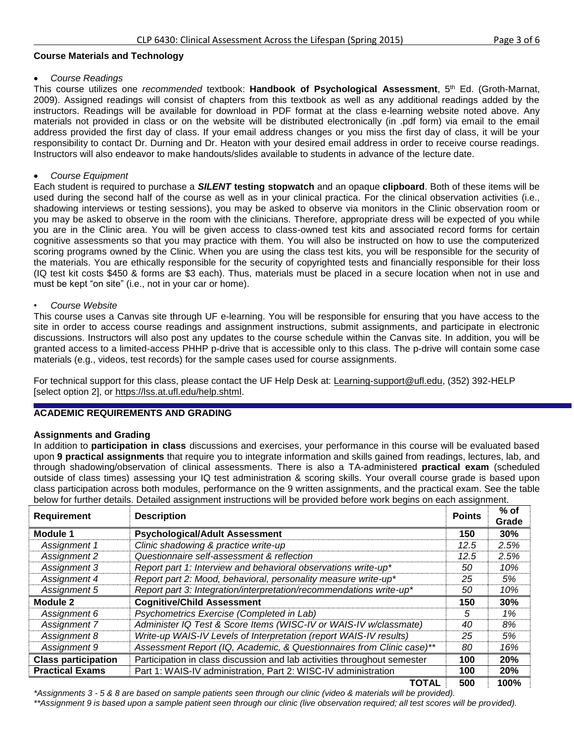### Course Materials and Technology

- *Course Readings*

This course utilizes one *recommended* textbook: **Handbook of Psychological Assessment**, 5th Ed. (Groth-Marnat, 2009). Assigned readings will consist of chapters from this textbook as well as any additional readings added by the instructors. Readings will be available for download in PDF format at the class e-learning website noted above. Any materials not provided in class or on the website will be distributed electronically (in .pdf form) via email to the email address provided the first day of class. If your email address changes or you miss the first day of class, it will be your responsibility to contact Dr. Durning and Dr. Heaton with your desired email address in order to receive course readings. Instructors will also endeavor to make handouts/slides available to students in advance of the lecture date.

- *Course Equipment*

Each student is required to purchase a ***SILENT*** **testing stopwatch** and an opaque **clipboard**. Both of these items will be used during the second half of the course as well as in your clinical practica. For the clinical observation activities (i.e., shadowing interviews or testing sessions), you may be asked to observe via monitors in the Clinic observation room or you may be asked to observe in the room with the clinicians. Therefore, appropriate dress will be expected of you while you are in the Clinic area. You will be given access to class-owned test kits and associated record forms for certain cognitive assessments so that you may practice with them. You will also be instructed on how to use the computerized scoring programs owned by the Clinic. When you are using the class test kits, you will be responsible for the security of the materials. You are ethically responsible for the security of copyrighted tests and financially responsible for their loss (IQ test kit costs $450 & forms are $3 each). Thus, materials must be placed in a secure location when not in use and must be kept "on site" (i.e., not in your car or home).

- *Course Website*

This course uses a Canvas site through UF e-learning. You will be responsible for ensuring that you have access to the site in order to access course readings and assignment instructions, submit assignments, and participate in electronic discussions. Instructors will also post any updates to the course schedule within the Canvas site. In addition, you will be granted access to a limited-access PHHP p-drive that is accessible only to this class. The p-drive will contain some case materials (e.g., videos, test records) for the sample cases used for course assignments.

For technical support for this class, please contact the UF Help Desk at: Learning-support@ufl.edu, (352) 392-HELP [select option 2], or https://lss.at.ufl.edu/help.shtml.

## ACADEMIC REQUIREMENTS AND GRADING

### Assignments and Grading

In addition to **participation in class** discussions and exercises, your performance in this course will be evaluated based upon **9 practical assignments** that require you to integrate information and skills gained from readings, lectures, lab, and through shadowing/observation of clinical assessments. There is also a TA-administered **practical exam** (scheduled outside of class times) assessing your IQ test administration & scoring skills. Your overall course grade is based upon class participation across both modules, performance on the 9 written assignments, and the practical exam. See the table below for further details. Detailed assignment instructions will be provided before work begins on each assignment.

| Requirement | Description | Points | % of Grade |
|---|---|---|---|
| **Module 1** | **Psychological/Adult Assessment** | **150** | **30%** |
| *Assignment 1* | *Clinic shadowing & practice write-up* | *12.5* | *2.5%* |
| *Assignment 2* | *Questionnaire self-assessment & reflection* | *12.5* | *2.5%* |
| *Assignment 3* | *Report part 1: Interview and behavioral observations write-up** | *50* | *10%* |
| *Assignment 4* | *Report part 2: Mood, behavioral, personality measure write-up** | *25* | *5%* |
| *Assignment 5* | *Report part 3: Integration/interpretation/recommendations write-up** | *50* | *10%* |
| **Module 2** | **Cognitive/Child Assessment** | **150** | **30%** |
| *Assignment 6* | *Psychometrics Exercise (Completed in Lab)* | *5* | *1%* |
| *Assignment 7* | *Administer IQ Test & Score Items (WISC-IV or WAIS-IV w/classmate)* | *40* | *8%* |
| *Assignment 8* | *Write-up WAIS-IV Levels of Interpretation (report WAIS-IV results)* | *25* | *5%* |
| *Assignment 9* | *Assessment Report (IQ, Academic, & Questionnaires from Clinic case)*** | *80* | *16%* |
| **Class participation** | Participation in class discussion and lab activities throughout semester | **100** | **20%** |
| **Practical Exams** | Part 1: WAIS-IV administration, Part 2: WISC-IV administration | **100** | **20%** |
| | **TOTAL** | **500** | **100%** |

**Assignments 3 - 5 & 8 are based on sample patients seen through our clinic (video & materials will be provided).*

***Assignment 9 is based upon a sample patient seen through our clinic (live observation required; all test scores will be provided).*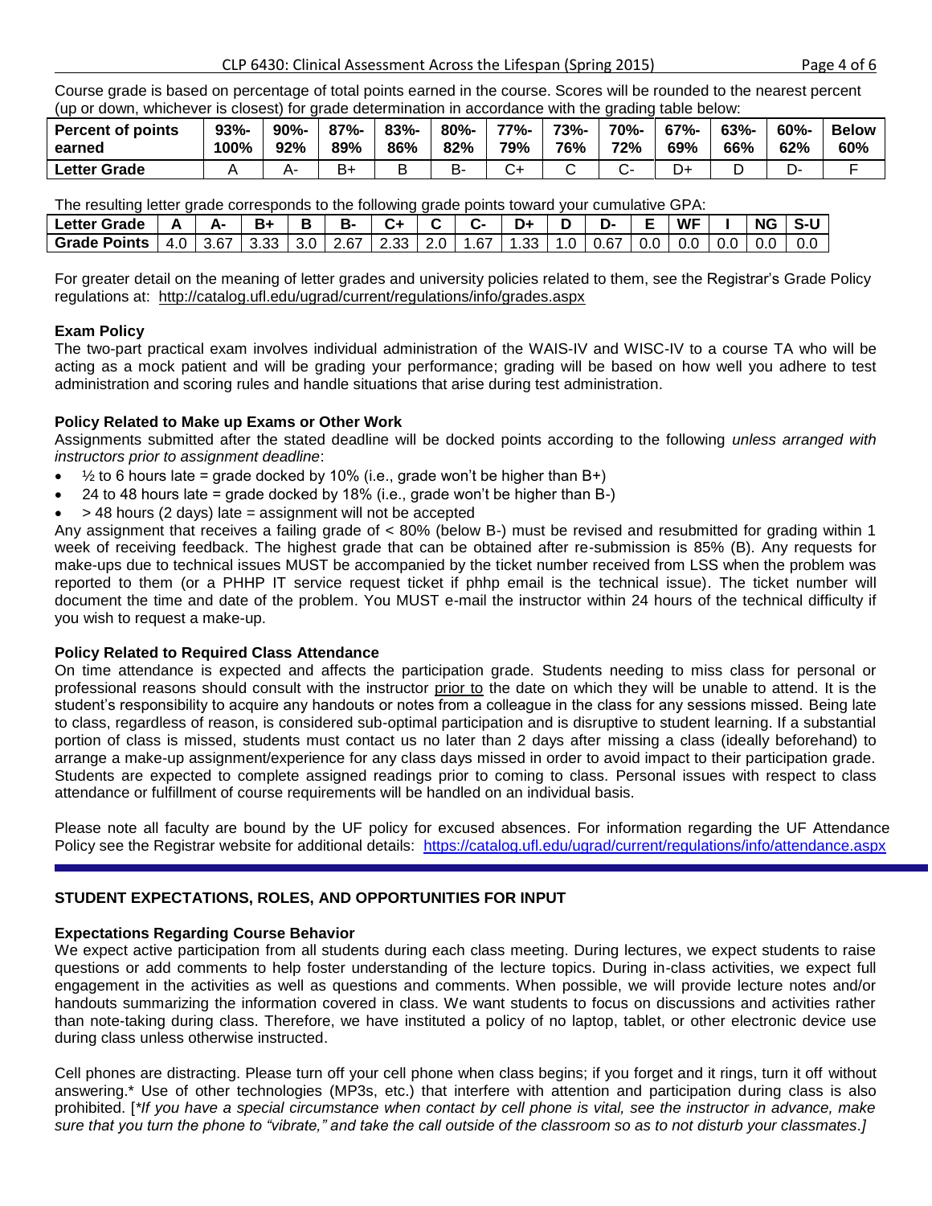Course grade is based on percentage of total points earned in the course. Scores will be rounded to the nearest percent (up or down, whichever is closest) for grade determination in accordance with the grading table below:

| Percent of points earned | 93%-100% | 90%-92% | 87%-89% | 83%-86% | 80%-82% | 77%-79% | 73%-76% | 70%-72% | 67%-69% | 63%-66% | 60%-62% | Below 60% |
|---|---|---|---|---|---|---|---|---|---|---|---|---|
| Letter Grade | A | A- | B+ | B | B- | C+ | C | C- | D+ | D | D- | F |

The resulting letter grade corresponds to the following grade points toward your cumulative GPA:

| Letter Grade | A | A- | B+ | B | B- | C+ | C | C- | D+ | D | D- | E | WF | I | NG | S-U |
|---|---|---|---|---|---|---|---|---|---|---|---|---|---|---|---|---|
| Grade Points | 4.0 | 3.67 | 3.33 | 3.0 | 2.67 | 2.33 | 2.0 | 1.67 | 1.33 | 1.0 | 0.67 | 0.0 | 0.0 | 0.0 | 0.0 | 0.0 |

For greater detail on the meaning of letter grades and university policies related to them, see the Registrar's Grade Policy regulations at: http://catalog.ufl.edu/ugrad/current/regulations/info/grades.aspx

### Exam Policy

The two-part practical exam involves individual administration of the WAIS-IV and WISC-IV to a course TA who will be acting as a mock patient and will be grading your performance; grading will be based on how well you adhere to test administration and scoring rules and handle situations that arise during test administration.

### Policy Related to Make up Exams or Other Work

Assignments submitted after the stated deadline will be docked points according to the following *unless arranged with instructors prior to assignment deadline*:

- ½ to 6 hours late = grade docked by 10% (i.e., grade won't be higher than B+)
- 24 to 48 hours late = grade docked by 18% (i.e., grade won't be higher than B-)
- > 48 hours (2 days) late = assignment will not be accepted

Any assignment that receives a failing grade of < 80% (below B-) must be revised and resubmitted for grading within 1 week of receiving feedback. The highest grade that can be obtained after re-submission is 85% (B). Any requests for make-ups due to technical issues MUST be accompanied by the ticket number received from LSS when the problem was reported to them (or a PHHP IT service request ticket if phhp email is the technical issue). The ticket number will document the time and date of the problem. You MUST e-mail the instructor within 24 hours of the technical difficulty if you wish to request a make-up.

### Policy Related to Required Class Attendance

On time attendance is expected and affects the participation grade. Students needing to miss class for personal or professional reasons should consult with the instructor prior to the date on which they will be unable to attend. It is the student's responsibility to acquire any handouts or notes from a colleague in the class for any sessions missed. Being late to class, regardless of reason, is considered sub-optimal participation and is disruptive to student learning. If a substantial portion of class is missed, students must contact us no later than 2 days after missing a class (ideally beforehand) to arrange a make-up assignment/experience for any class days missed in order to avoid impact to their participation grade. Students are expected to complete assigned readings prior to coming to class. Personal issues with respect to class attendance or fulfillment of course requirements will be handled on an individual basis.

Please note all faculty are bound by the UF policy for excused absences. For information regarding the UF Attendance Policy see the Registrar website for additional details: https://catalog.ufl.edu/ugrad/current/regulations/info/attendance.aspx

## STUDENT EXPECTATIONS, ROLES, AND OPPORTUNITIES FOR INPUT

### Expectations Regarding Course Behavior

We expect active participation from all students during each class meeting. During lectures, we expect students to raise questions or add comments to help foster understanding of the lecture topics. During in-class activities, we expect full engagement in the activities as well as questions and comments. When possible, we will provide lecture notes and/or handouts summarizing the information covered in class. We want students to focus on discussions and activities rather than note-taking during class. Therefore, we have instituted a policy of no laptop, tablet, or other electronic device use during class unless otherwise instructed.

Cell phones are distracting. Please turn off your cell phone when class begins; if you forget and it rings, turn it off without answering.* Use of other technologies (MP3s, etc.) that interfere with attention and participation during class is also prohibited. [**If you have a special circumstance when contact by cell phone is vital, see the instructor in advance, make sure that you turn the phone to "vibrate," and take the call outside of the classroom so as to not disturb your classmates.*]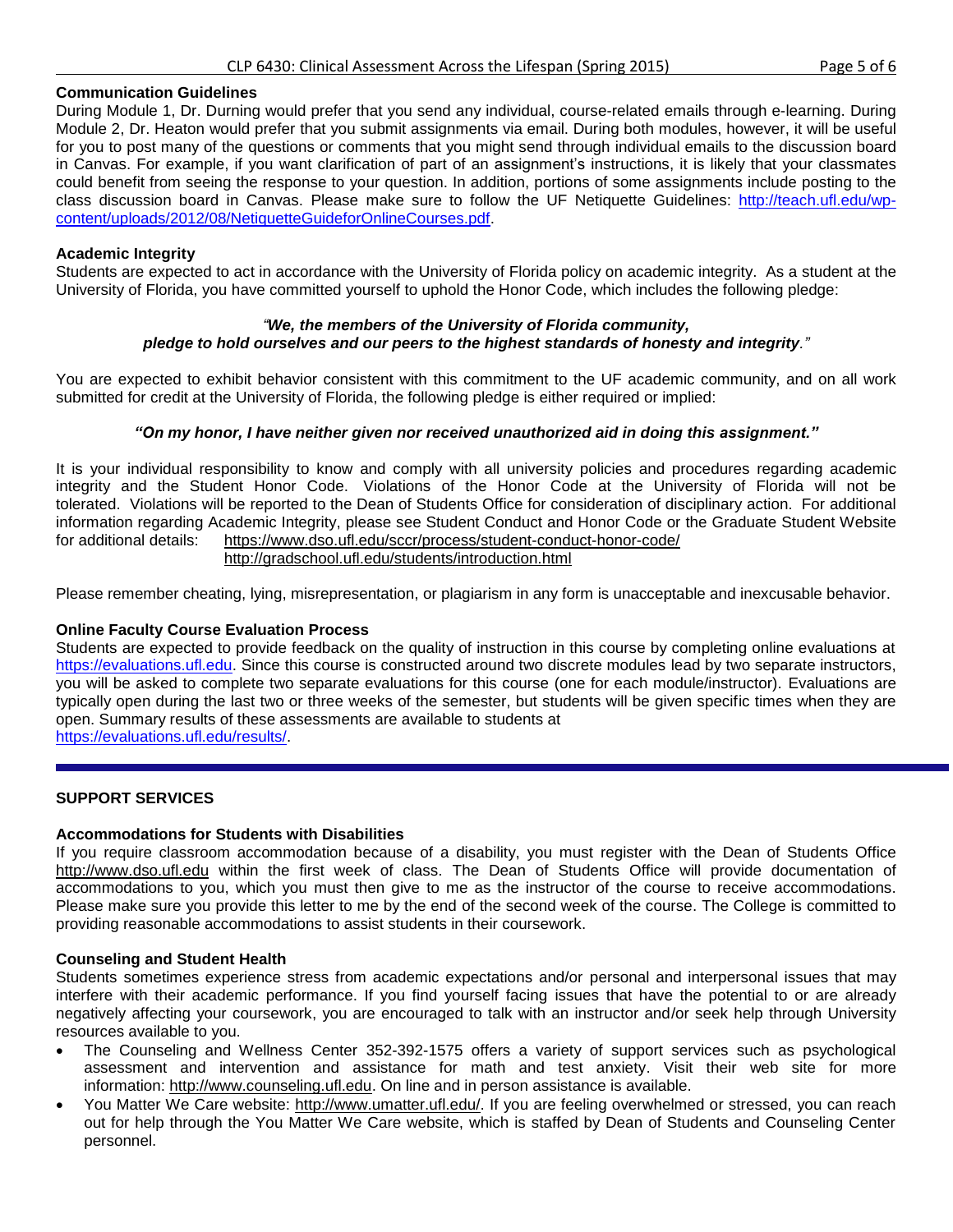**Communication Guidelines**

During Module 1, Dr. Durning would prefer that you send any individual, course-related emails through e-learning. During Module 2, Dr. Heaton would prefer that you submit assignments via email. During both modules, however, it will be useful for you to post many of the questions or comments that you might send through individual emails to the discussion board in Canvas. For example, if you want clarification of part of an assignment's instructions, it is likely that your classmates could benefit from seeing the response to your question. In addition, portions of some assignments include posting to the class discussion board in Canvas. Please make sure to follow the UF Netiquette Guidelines: http://teach.ufl.edu/wp-content/uploads/2012/08/NetiquetteGuideforOnlineCourses.pdf.

**Academic Integrity**

Students are expected to act in accordance with the University of Florida policy on academic integrity. As a student at the University of Florida, you have committed yourself to uphold the Honor Code, which includes the following pledge:

*"**We, the members of the University of Florida community, pledge to hold ourselves and our peers to the highest standards of honesty and integrity**."*

You are expected to exhibit behavior consistent with this commitment to the UF academic community, and on all work submitted for credit at the University of Florida, the following pledge is either required or implied:

***"On my honor, I have neither given nor received unauthorized aid in doing this assignment."***

It is your individual responsibility to know and comply with all university policies and procedures regarding academic integrity and the Student Honor Code. Violations of the Honor Code at the University of Florida will not be tolerated. Violations will be reported to the Dean of Students Office for consideration of disciplinary action. For additional information regarding Academic Integrity, please see Student Conduct and Honor Code or the Graduate Student Website for additional details: https://www.dso.ufl.edu/sccr/process/student-conduct-honor-code/
http://gradschool.ufl.edu/students/introduction.html

Please remember cheating, lying, misrepresentation, or plagiarism in any form is unacceptable and inexcusable behavior.

**Online Faculty Course Evaluation Process**

Students are expected to provide feedback on the quality of instruction in this course by completing online evaluations at https://evaluations.ufl.edu. Since this course is constructed around two discrete modules lead by two separate instructors, you will be asked to complete two separate evaluations for this course (one for each module/instructor). Evaluations are typically open during the last two or three weeks of the semester, but students will be given specific times when they are open. Summary results of these assessments are available to students at https://evaluations.ufl.edu/results/.

---

## SUPPORT SERVICES

**Accommodations for Students with Disabilities**

If you require classroom accommodation because of a disability, you must register with the Dean of Students Office http://www.dso.ufl.edu within the first week of class. The Dean of Students Office will provide documentation of accommodations to you, which you must then give to me as the instructor of the course to receive accommodations. Please make sure you provide this letter to me by the end of the second week of the course. The College is committed to providing reasonable accommodations to assist students in their coursework.

**Counseling and Student Health**

Students sometimes experience stress from academic expectations and/or personal and interpersonal issues that may interfere with their academic performance. If you find yourself facing issues that have the potential to or are already negatively affecting your coursework, you are encouraged to talk with an instructor and/or seek help through University resources available to you.

- The Counseling and Wellness Center 352-392-1575 offers a variety of support services such as psychological assessment and intervention and assistance for math and test anxiety. Visit their web site for more information: http://www.counseling.ufl.edu. On line and in person assistance is available.
- You Matter We Care website: http://www.umatter.ufl.edu/. If you are feeling overwhelmed or stressed, you can reach out for help through the You Matter We Care website, which is staffed by Dean of Students and Counseling Center personnel.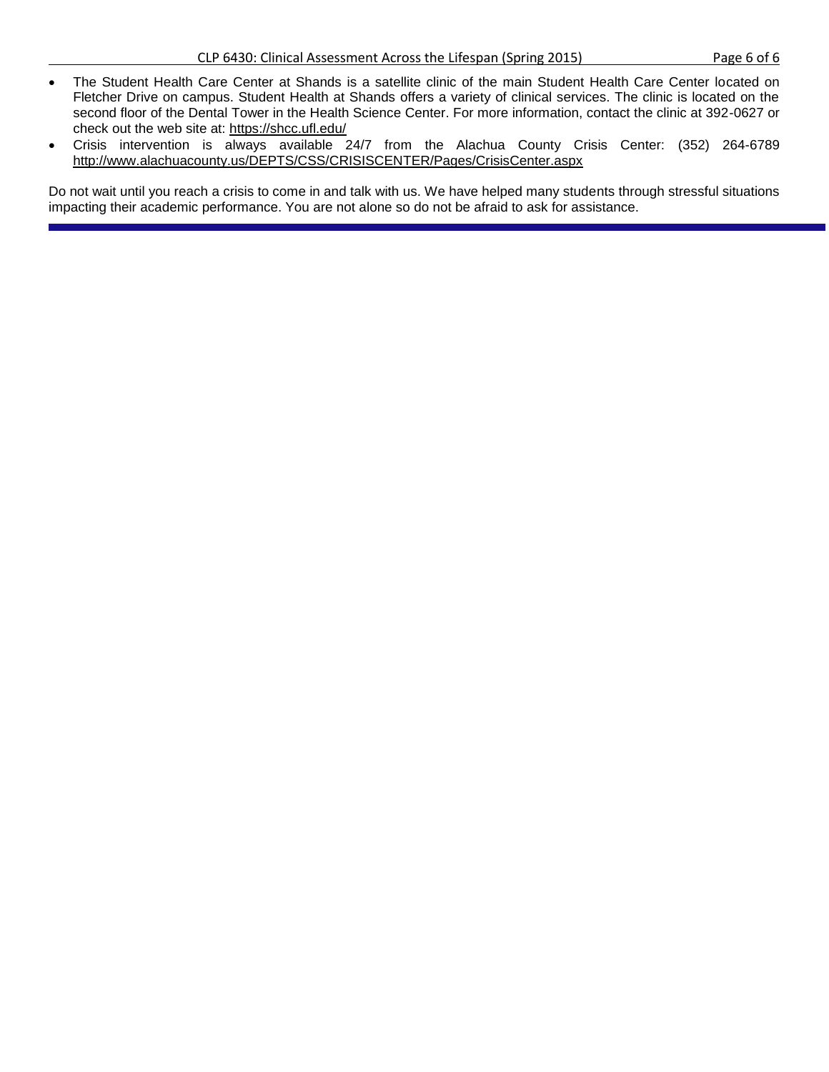- The Student Health Care Center at Shands is a satellite clinic of the main Student Health Care Center located on Fletcher Drive on campus. Student Health at Shands offers a variety of clinical services. The clinic is located on the second floor of the Dental Tower in the Health Science Center. For more information, contact the clinic at 392-0627 or check out the web site at: https://shcc.ufl.edu/
- Crisis intervention is always available 24/7 from the Alachua County Crisis Center: (352) 264-6789 http://www.alachuacounty.us/DEPTS/CSS/CRISISCENTER/Pages/CrisisCenter.aspx

Do not wait until you reach a crisis to come in and talk with us. We have helped many students through stressful situations impacting their academic performance. You are not alone so do not be afraid to ask for assistance.